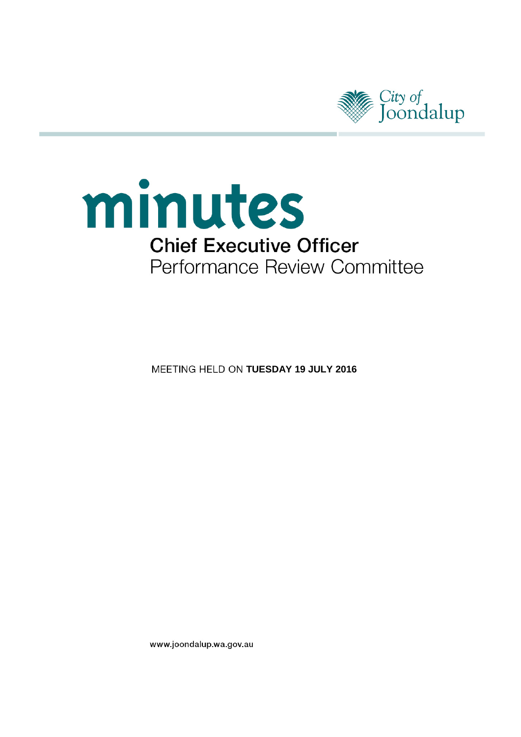City of Joondalup

# minutes

## Chief Executive Officer
## Performance Review Committee

MEETING HELD ON **TUESDAY 19 JULY 2016**

www.joondalup.wa.gov.au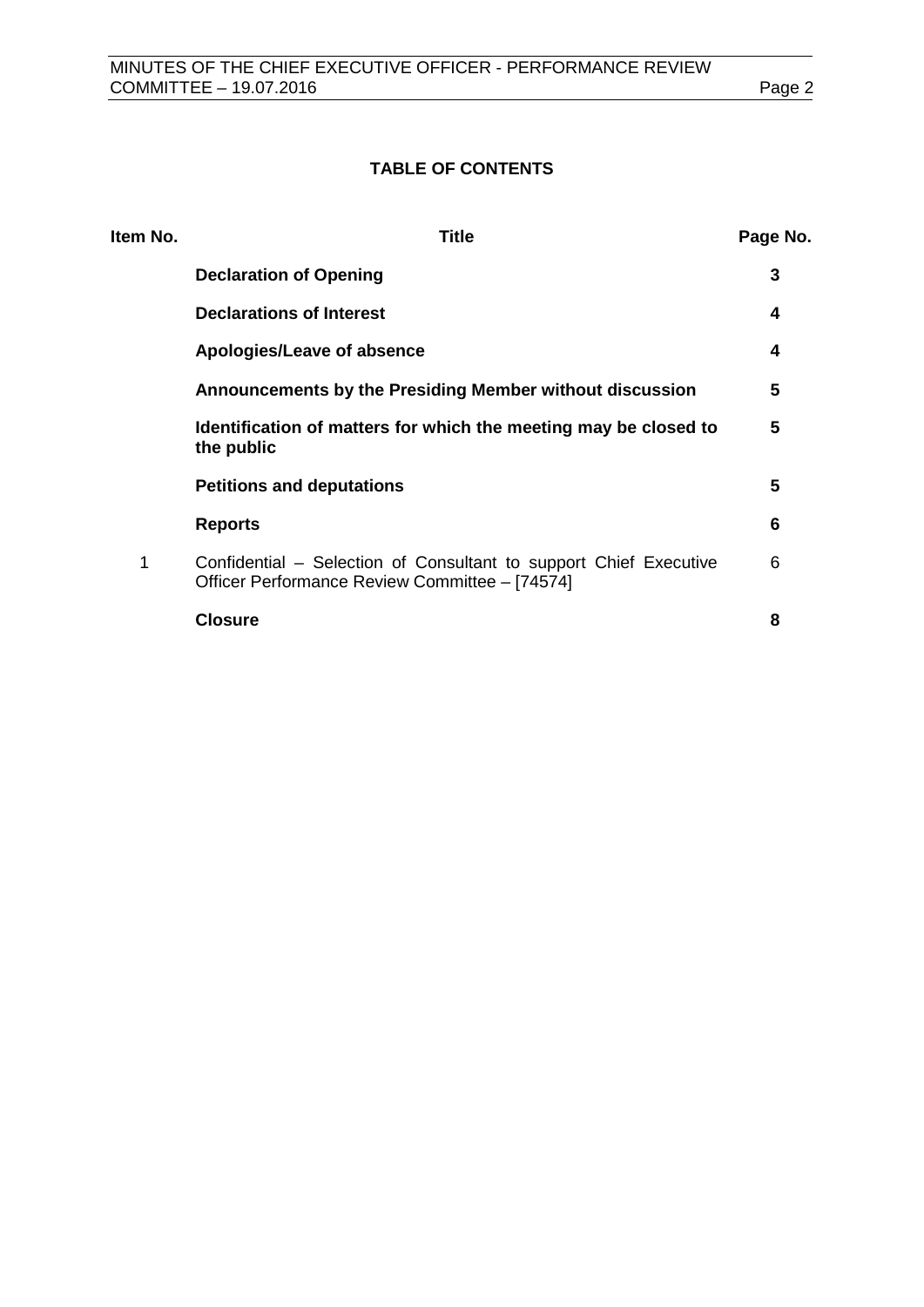## TABLE OF CONTENTS

| Item No. | Title | Page No. |
|---|---|---|
| | **Declaration of Opening** | **3** |
| | **Declarations of Interest** | **4** |
| | **Apologies/Leave of absence** | **4** |
| | **Announcements by the Presiding Member without discussion** | **5** |
| | **Identification of matters for which the meeting may be closed to the public** | **5** |
| | **Petitions and deputations** | **5** |
| | **Reports** | **6** |
| 1 | Confidential – Selection of Consultant to support Chief Executive Officer Performance Review Committee – [74574] | 6 |
| | **Closure** | **8** |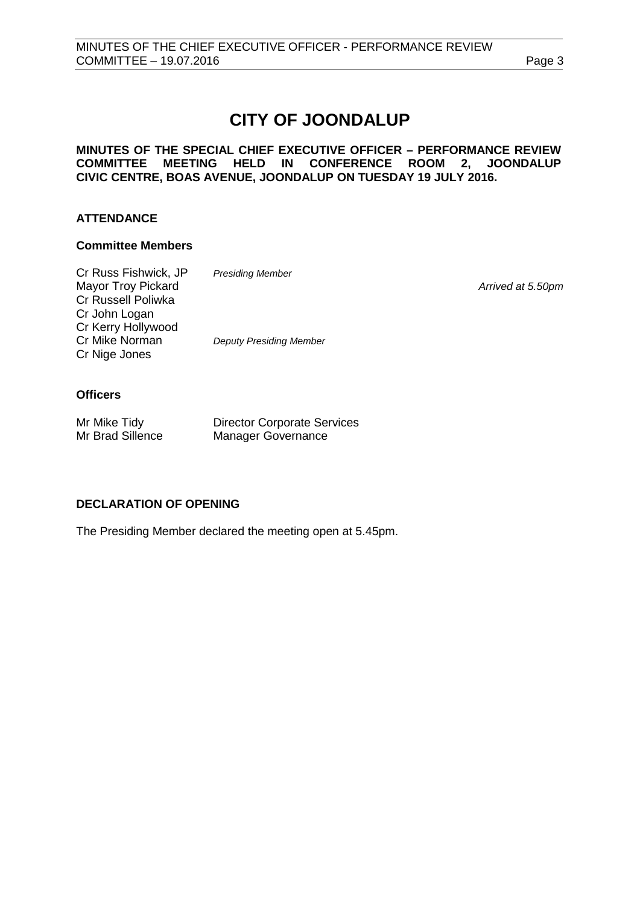# CITY OF JOONDALUP

**MINUTES OF THE SPECIAL CHIEF EXECUTIVE OFFICER – PERFORMANCE REVIEW COMMITTEE MEETING HELD IN CONFERENCE ROOM 2, JOONDALUP CIVIC CENTRE, BOAS AVENUE, JOONDALUP ON TUESDAY 19 JULY 2016.**

## ATTENDANCE

### Committee Members

| | | |
|---|---|---|
| Cr Russ Fishwick, JP | *Presiding Member* | |
| Mayor Troy Pickard | | *Arrived at 5.50pm* |
| Cr Russell Poliwka | | |
| Cr John Logan | | |
| Cr Kerry Hollywood | | |
| Cr Mike Norman | *Deputy Presiding Member* | |
| Cr Nige Jones | | |

### Officers

| | |
|---|---|
| Mr Mike Tidy | Director Corporate Services |
| Mr Brad Sillence | Manager Governance |

## DECLARATION OF OPENING

The Presiding Member declared the meeting open at 5.45pm.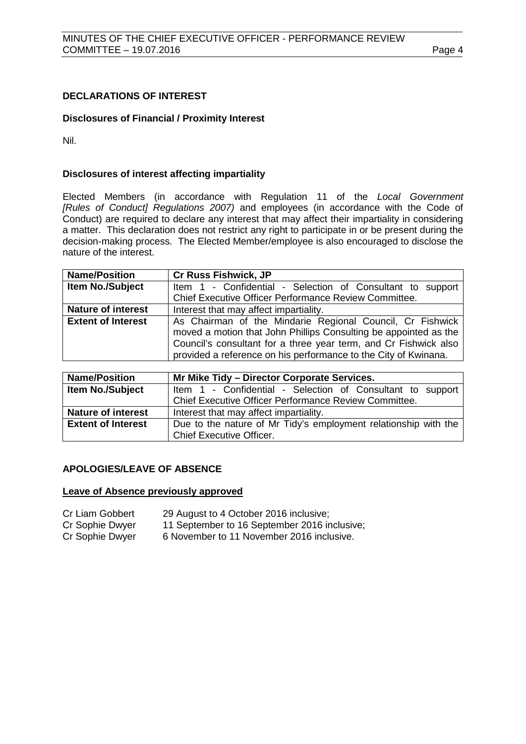## DECLARATIONS OF INTEREST

### Disclosures of Financial / Proximity Interest

Nil.

### Disclosures of interest affecting impartiality

Elected Members (in accordance with Regulation 11 of the *Local Government [Rules of Conduct] Regulations 2007)* and employees (in accordance with the Code of Conduct) are required to declare any interest that may affect their impartiality in considering a matter. This declaration does not restrict any right to participate in or be present during the decision-making process. The Elected Member/employee is also encouraged to disclose the nature of the interest.

| **Name/Position** | **Cr Russ Fishwick, JP** |
|---|---|
| **Item No./Subject** | Item 1 - Confidential - Selection of Consultant to support Chief Executive Officer Performance Review Committee. |
| **Nature of interest** | Interest that may affect impartiality. |
| **Extent of Interest** | As Chairman of the Mindarie Regional Council, Cr Fishwick moved a motion that John Phillips Consulting be appointed as the Council's consultant for a three year term, and Cr Fishwick also provided a reference on his performance to the City of Kwinana. |

| **Name/Position** | **Mr Mike Tidy – Director Corporate Services.** |
|---|---|
| **Item No./Subject** | Item 1 - Confidential - Selection of Consultant to support Chief Executive Officer Performance Review Committee. |
| **Nature of interest** | Interest that may affect impartiality. |
| **Extent of Interest** | Due to the nature of Mr Tidy's employment relationship with the Chief Executive Officer. |

## APOLOGIES/LEAVE OF ABSENCE

### Leave of Absence previously approved

Cr Liam Gobbert 29 August to 4 October 2016 inclusive;
Cr Sophie Dwyer 11 September to 16 September 2016 inclusive;
Cr Sophie Dwyer 6 November to 11 November 2016 inclusive.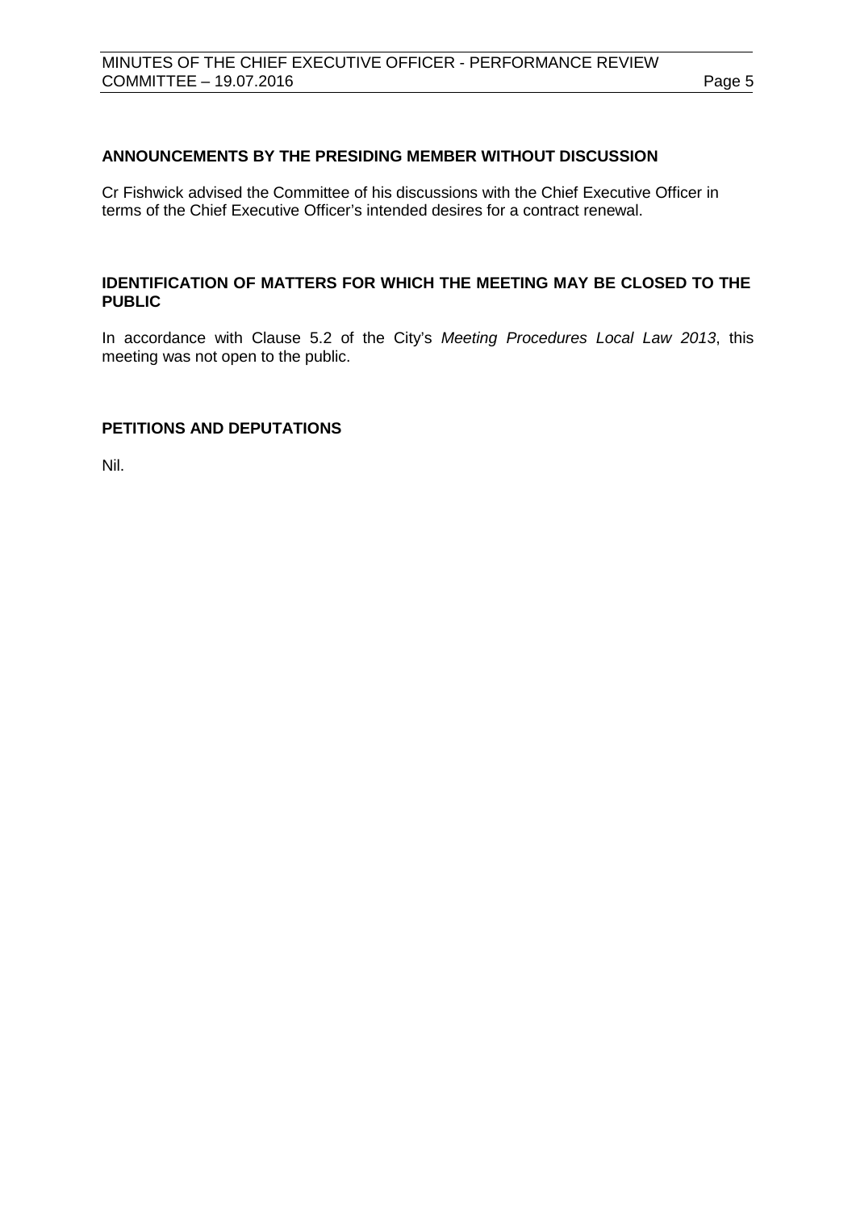## ANNOUNCEMENTS BY THE PRESIDING MEMBER WITHOUT DISCUSSION

Cr Fishwick advised the Committee of his discussions with the Chief Executive Officer in terms of the Chief Executive Officer's intended desires for a contract renewal.

## IDENTIFICATION OF MATTERS FOR WHICH THE MEETING MAY BE CLOSED TO THE PUBLIC

In accordance with Clause 5.2 of the City's *Meeting Procedures Local Law 2013*, this meeting was not open to the public.

## PETITIONS AND DEPUTATIONS

Nil.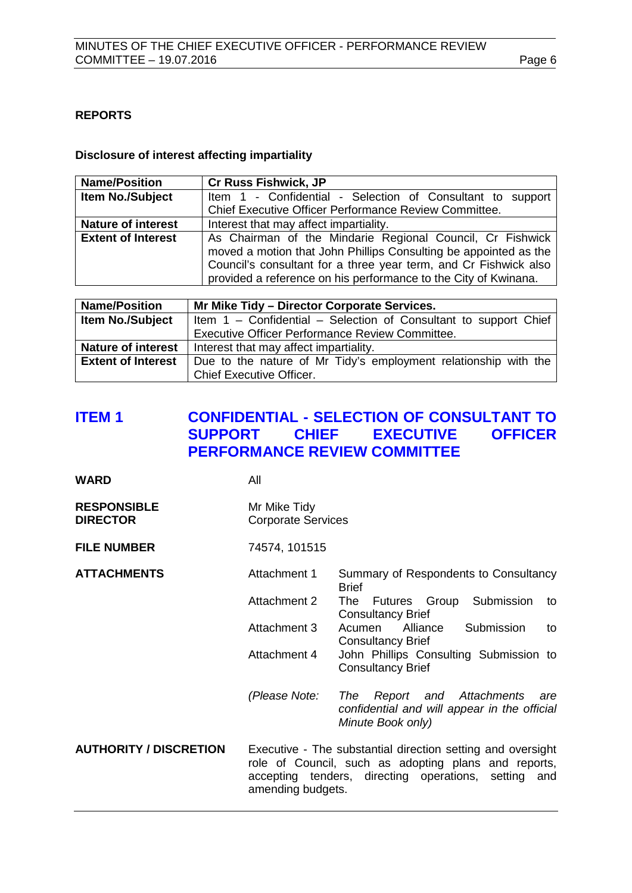**REPORTS**

**Disclosure of interest affecting impartiality**

| **Name/Position** | **Cr Russ Fishwick, JP** |
|---|---|
| **Item No./Subject** | Item 1 - Confidential - Selection of Consultant to support Chief Executive Officer Performance Review Committee. |
| **Nature of interest** | Interest that may affect impartiality. |
| **Extent of Interest** | As Chairman of the Mindarie Regional Council, Cr Fishwick moved a motion that John Phillips Consulting be appointed as the Council's consultant for a three year term, and Cr Fishwick also provided a reference on his performance to the City of Kwinana. |

| **Name/Position** | **Mr Mike Tidy – Director Corporate Services.** |
|---|---|
| **Item No./Subject** | Item 1 – Confidential – Selection of Consultant to support Chief Executive Officer Performance Review Committee. |
| **Nature of interest** | Interest that may affect impartiality. |
| **Extent of Interest** | Due to the nature of Mr Tidy's employment relationship with the Chief Executive Officer. |

## ITEM 1 CONFIDENTIAL - SELECTION OF CONSULTANT TO SUPPORT CHIEF EXECUTIVE OFFICER PERFORMANCE REVIEW COMMITTEE

**WARD** All

**RESPONSIBLE DIRECTOR** Mr Mike Tidy, Corporate Services

**FILE NUMBER** 74574, 101515

**ATTACHMENTS**

- Attachment 1 Summary of Respondents to Consultancy Brief
- Attachment 2 The Futures Group Submission to Consultancy Brief
- Attachment 3 Acumen Alliance Submission to Consultancy Brief
- Attachment 4 John Phillips Consulting Submission to Consultancy Brief

*(Please Note: The Report and Attachments are confidential and will appear in the official Minute Book only)*

**AUTHORITY / DISCRETION** Executive - The substantial direction setting and oversight role of Council, such as adopting plans and reports, accepting tenders, directing operations, setting and amending budgets.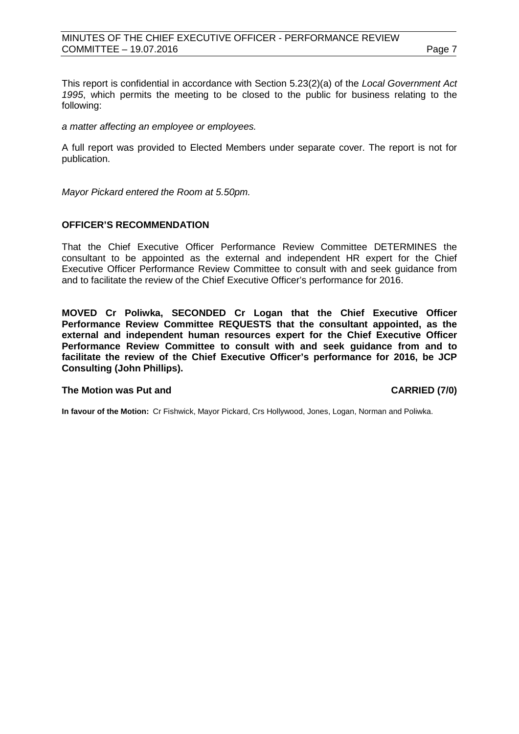This report is confidential in accordance with Section 5.23(2)(a) of the *Local Government Act 1995*, which permits the meeting to be closed to the public for business relating to the following:

*a matter affecting an employee or employees.*

A full report was provided to Elected Members under separate cover. The report is not for publication.

*Mayor Pickard entered the Room at 5.50pm.*

**OFFICER'S RECOMMENDATION**

That the Chief Executive Officer Performance Review Committee DETERMINES the consultant to be appointed as the external and independent HR expert for the Chief Executive Officer Performance Review Committee to consult with and seek guidance from and to facilitate the review of the Chief Executive Officer's performance for 2016.

**MOVED Cr Poliwka, SECONDED Cr Logan that the Chief Executive Officer Performance Review Committee REQUESTS that the consultant appointed, as the external and independent human resources expert for the Chief Executive Officer Performance Review Committee to consult with and seek guidance from and to facilitate the review of the Chief Executive Officer's performance for 2016, be JCP Consulting (John Phillips).**

**The Motion was Put and CARRIED (7/0)**

**In favour of the Motion:** Cr Fishwick, Mayor Pickard, Crs Hollywood, Jones, Logan, Norman and Poliwka.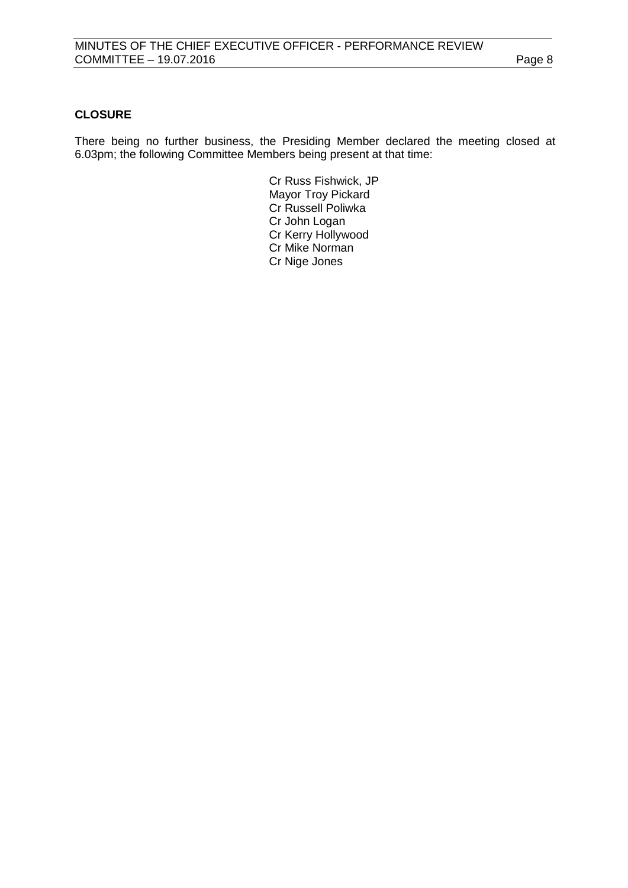**CLOSURE**

There being no further business, the Presiding Member declared the meeting closed at 6.03pm; the following Committee Members being present at that time:

Cr Russ Fishwick, JP
Mayor Troy Pickard
Cr Russell Poliwka
Cr John Logan
Cr Kerry Hollywood
Cr Mike Norman
Cr Nige Jones